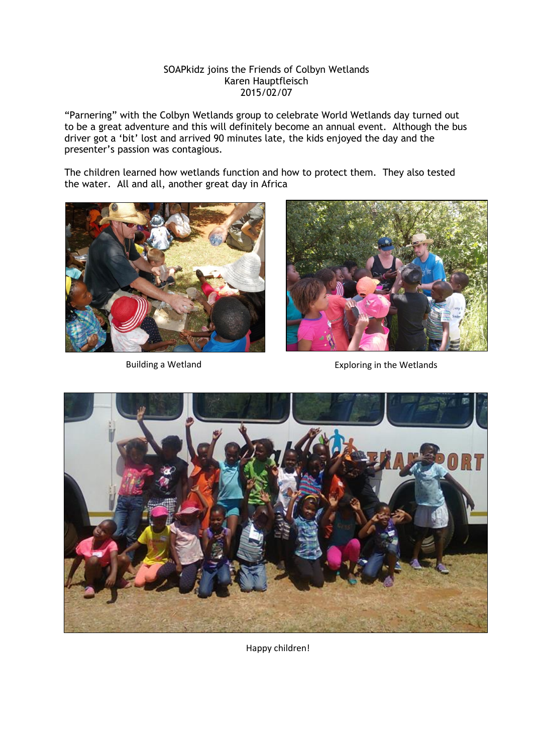SOAPkidz joins the Friends of Colbyn Wetlands
Karen Hauptfleisch
2015/02/07

"Parnering" with the Colbyn Wetlands group to celebrate World Wetlands day turned out to be a great adventure and this will definitely become an annual event. Although the bus driver got a 'bit' lost and arrived 90 minutes late, the kids enjoyed the day and the presenter's passion was contagious.

The children learned how wetlands function and how to protect them. They also tested the water. All and all, another great day in Africa

Building a Wetland

Exploring in the Wetlands

Happy children!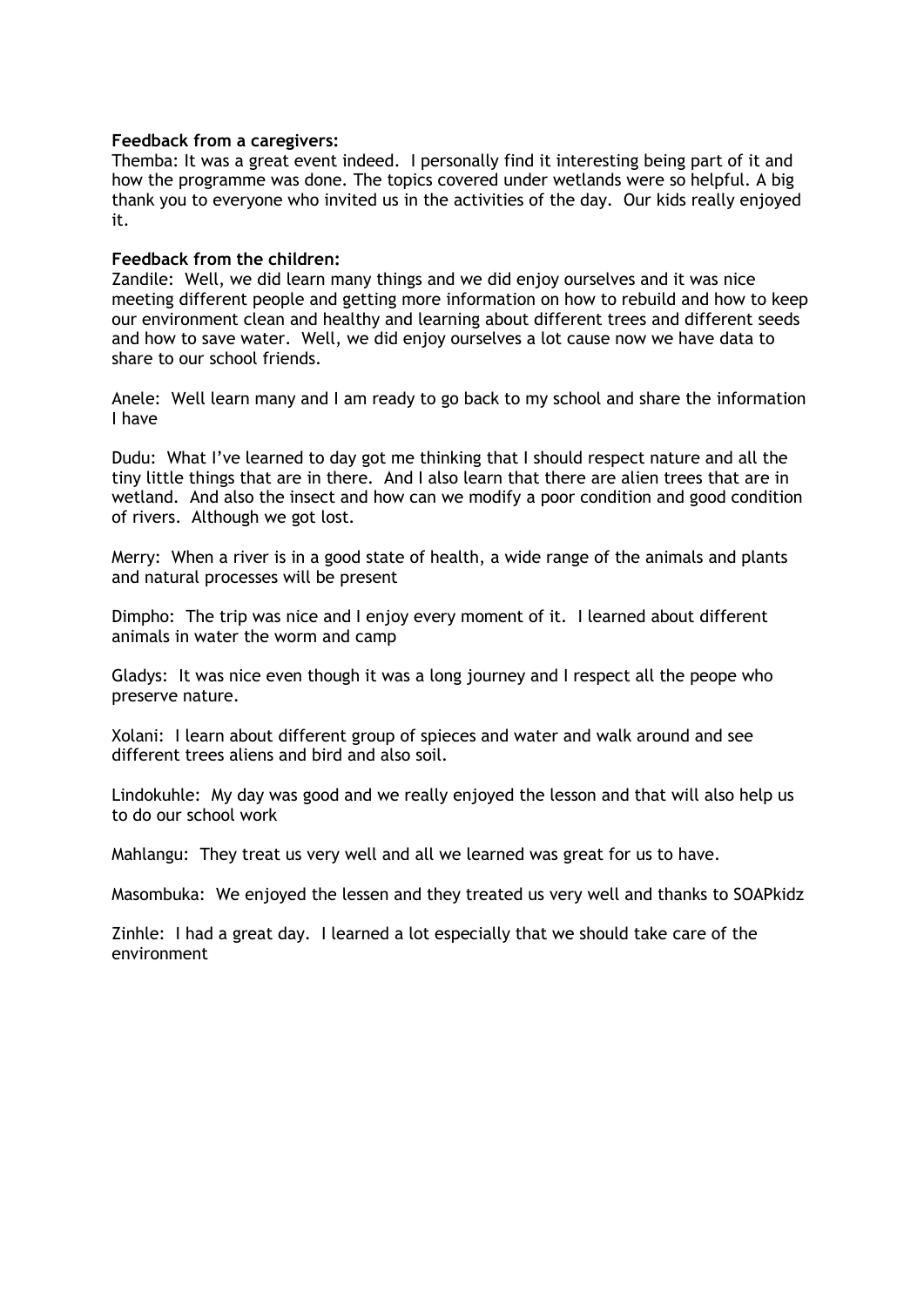**Feedback from a caregivers:**
Themba: It was a great event indeed. I personally find it interesting being part of it and how the programme was done. The topics covered under wetlands were so helpful. A big thank you to everyone who invited us in the activities of the day. Our kids really enjoyed it.

**Feedback from the children:**
Zandile: Well, we did learn many things and we did enjoy ourselves and it was nice meeting different people and getting more information on how to rebuild and how to keep our environment clean and healthy and learning about different trees and different seeds and how to save water. Well, we did enjoy ourselves a lot cause now we have data to share to our school friends.

Anele: Well learn many and I am ready to go back to my school and share the information I have

Dudu: What I've learned to day got me thinking that I should respect nature and all the tiny little things that are in there. And I also learn that there are alien trees that are in wetland. And also the insect and how can we modify a poor condition and good condition of rivers. Although we got lost.

Merry: When a river is in a good state of health, a wide range of the animals and plants and natural processes will be present

Dimpho: The trip was nice and I enjoy every moment of it. I learned about different animals in water the worm and camp

Gladys: It was nice even though it was a long journey and I respect all the peope who preserve nature.

Xolani: I learn about different group of spieces and water and walk around and see different trees aliens and bird and also soil.

Lindokuhle: My day was good and we really enjoyed the lesson and that will also help us to do our school work

Mahlangu: They treat us very well and all we learned was great for us to have.

Masombuka: We enjoyed the lessen and they treated us very well and thanks to SOAPkidz

Zinhle: I had a great day. I learned a lot especially that we should take care of the environment